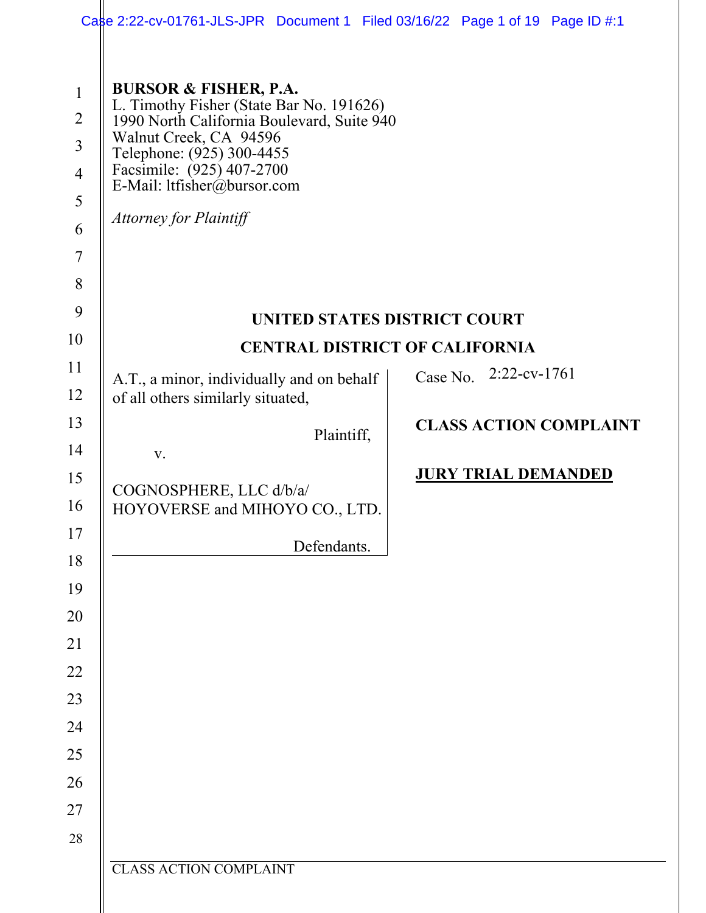**BURSOR & FISHER, P.A.**
L. Timothy Fisher (State Bar No. 191626)
1990 North California Boulevard, Suite 940
Walnut Creek, CA 94596
Telephone: (925) 300-4455
Facsimile: (925) 407-2700
E-Mail: ltfisher@bursor.com

*Attorney for Plaintiff*

**UNITED STATES DISTRICT COURT**

**CENTRAL DISTRICT OF CALIFORNIA**

A.T., a minor, individually and on behalf of all others similarly situated,

Plaintiff,

v.

COGNOSPHERE, LLC d/b/a/ HOYOVERSE and MIHOYO CO., LTD.

Defendants.

Case No. 2:22-cv-1761

**CLASS ACTION COMPLAINT**

**JURY TRIAL DEMANDED**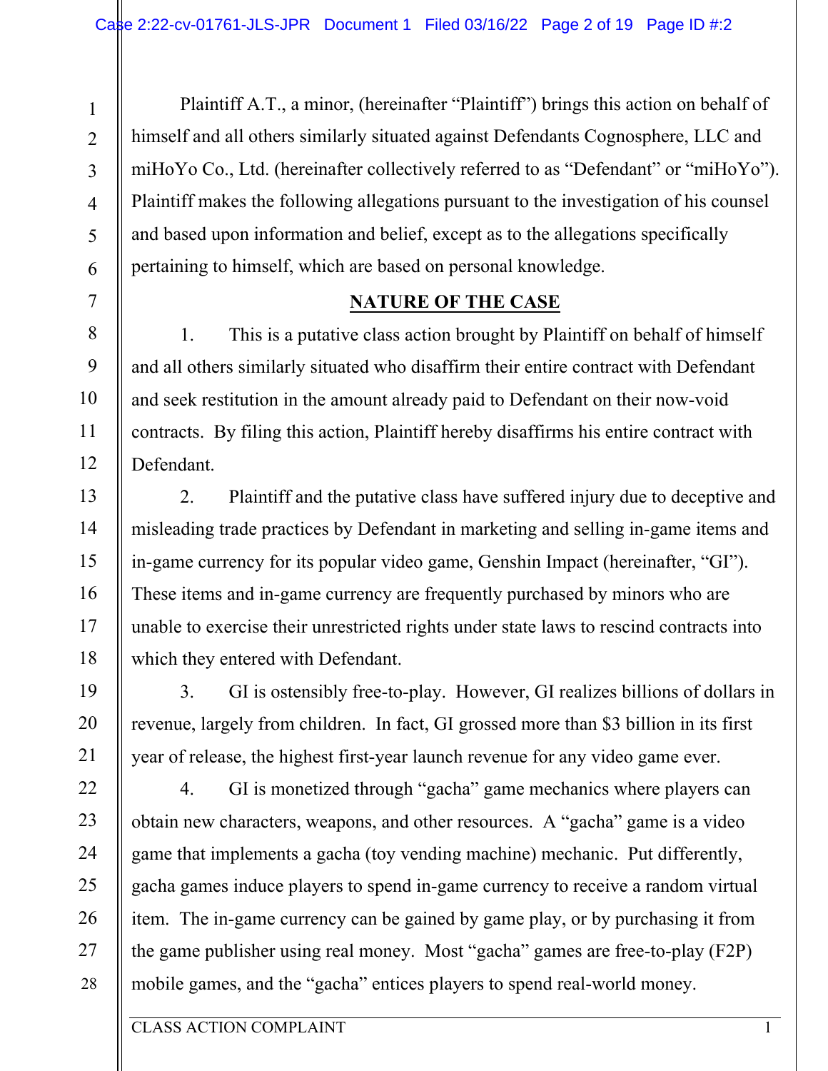Plaintiff A.T., a minor, (hereinafter "Plaintiff") brings this action on behalf of himself and all others similarly situated against Defendants Cognosphere, LLC and miHoYo Co., Ltd. (hereinafter collectively referred to as "Defendant" or "miHoYo"). Plaintiff makes the following allegations pursuant to the investigation of his counsel and based upon information and belief, except as to the allegations specifically pertaining to himself, which are based on personal knowledge.

## NATURE OF THE CASE

1. This is a putative class action brought by Plaintiff on behalf of himself and all others similarly situated who disaffirm their entire contract with Defendant and seek restitution in the amount already paid to Defendant on their now-void contracts. By filing this action, Plaintiff hereby disaffirms his entire contract with Defendant.

2. Plaintiff and the putative class have suffered injury due to deceptive and misleading trade practices by Defendant in marketing and selling in-game items and in-game currency for its popular video game, Genshin Impact (hereinafter, "GI"). These items and in-game currency are frequently purchased by minors who are unable to exercise their unrestricted rights under state laws to rescind contracts into which they entered with Defendant.

3. GI is ostensibly free-to-play. However, GI realizes billions of dollars in revenue, largely from children. In fact, GI grossed more than $3 billion in its first year of release, the highest first-year launch revenue for any video game ever.

4. GI is monetized through "gacha" game mechanics where players can obtain new characters, weapons, and other resources. A "gacha" game is a video game that implements a gacha (toy vending machine) mechanic. Put differently, gacha games induce players to spend in-game currency to receive a random virtual item. The in-game currency can be gained by game play, or by purchasing it from the game publisher using real money. Most "gacha" games are free-to-play (F2P) mobile games, and the "gacha" entices players to spend real-world money.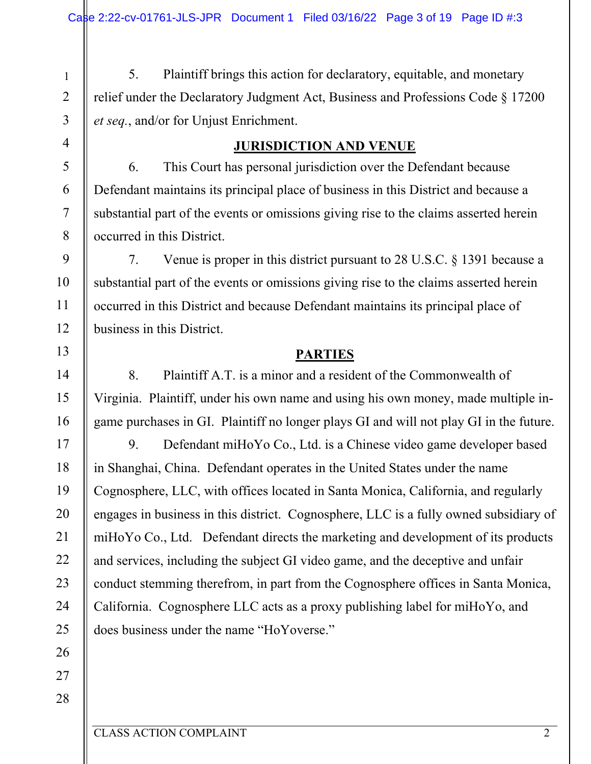5. Plaintiff brings this action for declaratory, equitable, and monetary relief under the Declaratory Judgment Act, Business and Professions Code § 17200 *et seq.*, and/or for Unjust Enrichment.

## JURISDICTION AND VENUE

6. This Court has personal jurisdiction over the Defendant because Defendant maintains its principal place of business in this District and because a substantial part of the events or omissions giving rise to the claims asserted herein occurred in this District.

7. Venue is proper in this district pursuant to 28 U.S.C. § 1391 because a substantial part of the events or omissions giving rise to the claims asserted herein occurred in this District and because Defendant maintains its principal place of business in this District.

## PARTIES

8. Plaintiff A.T. is a minor and a resident of the Commonwealth of Virginia. Plaintiff, under his own name and using his own money, made multiple in-game purchases in GI. Plaintiff no longer plays GI and will not play GI in the future.

9. Defendant miHoYo Co., Ltd. is a Chinese video game developer based in Shanghai, China. Defendant operates in the United States under the name Cognosphere, LLC, with offices located in Santa Monica, California, and regularly engages in business in this district. Cognosphere, LLC is a fully owned subsidiary of miHoYo Co., Ltd. Defendant directs the marketing and development of its products and services, including the subject GI video game, and the deceptive and unfair conduct stemming therefrom, in part from the Cognosphere offices in Santa Monica, California. Cognosphere LLC acts as a proxy publishing label for miHoYo, and does business under the name "HoYoverse."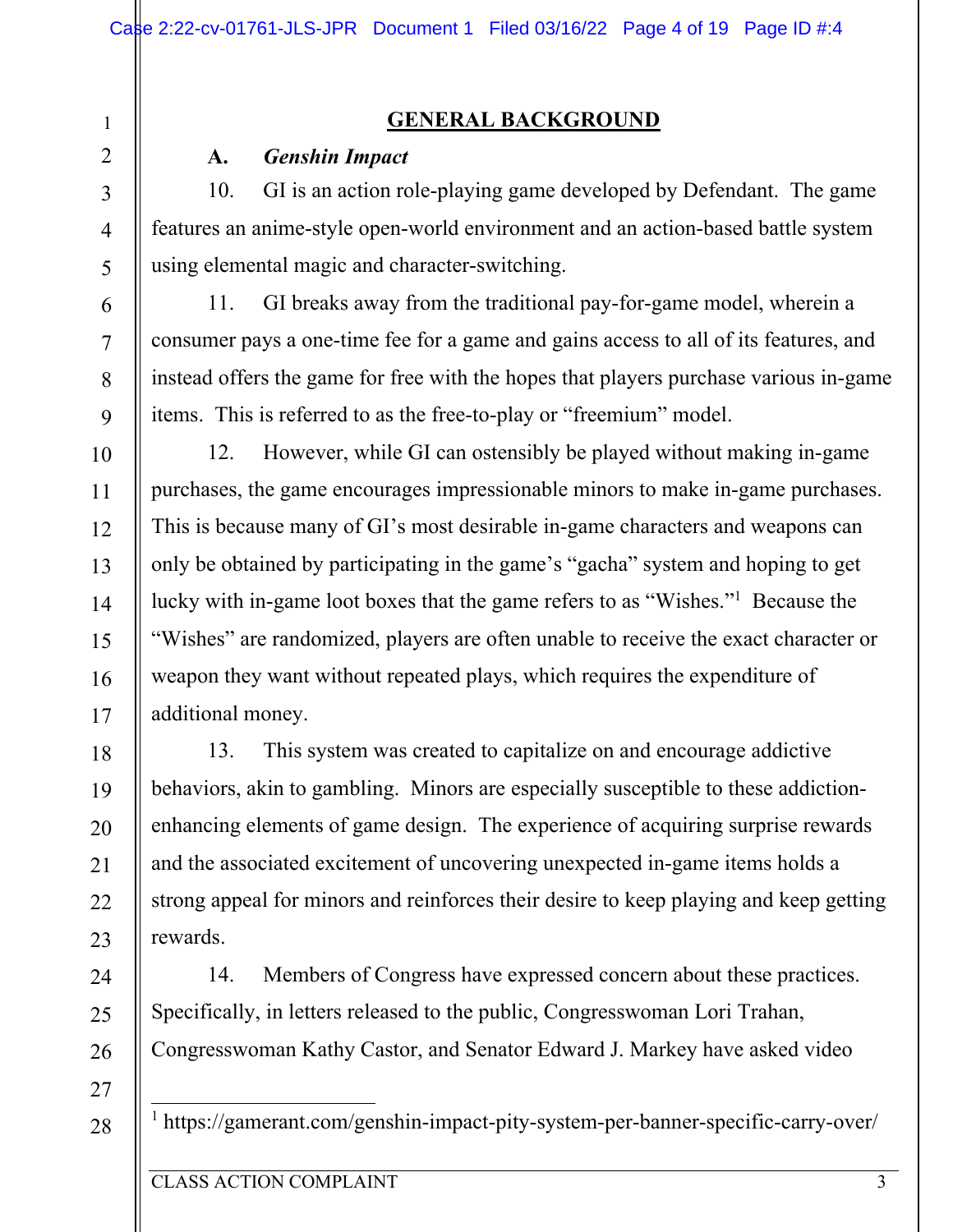## GENERAL BACKGROUND

### A. *Genshin Impact*

10. GI is an action role-playing game developed by Defendant. The game features an anime-style open-world environment and an action-based battle system using elemental magic and character-switching.

11. GI breaks away from the traditional pay-for-game model, wherein a consumer pays a one-time fee for a game and gains access to all of its features, and instead offers the game for free with the hopes that players purchase various in-game items. This is referred to as the free-to-play or "freemium" model.

12. However, while GI can ostensibly be played without making in-game purchases, the game encourages impressionable minors to make in-game purchases. This is because many of GI's most desirable in-game characters and weapons can only be obtained by participating in the game's "gacha" system and hoping to get lucky with in-game loot boxes that the game refers to as "Wishes."[1] Because the "Wishes" are randomized, players are often unable to receive the exact character or weapon they want without repeated plays, which requires the expenditure of additional money.

13. This system was created to capitalize on and encourage addictive behaviors, akin to gambling. Minors are especially susceptible to these addiction-enhancing elements of game design. The experience of acquiring surprise rewards and the associated excitement of uncovering unexpected in-game items holds a strong appeal for minors and reinforces their desire to keep playing and keep getting rewards.

14. Members of Congress have expressed concern about these practices. Specifically, in letters released to the public, Congresswoman Lori Trahan, Congresswoman Kathy Castor, and Senator Edward J. Markey have asked video

---

[1] https://gamerant.com/genshin-impact-pity-system-per-banner-specific-carry-over/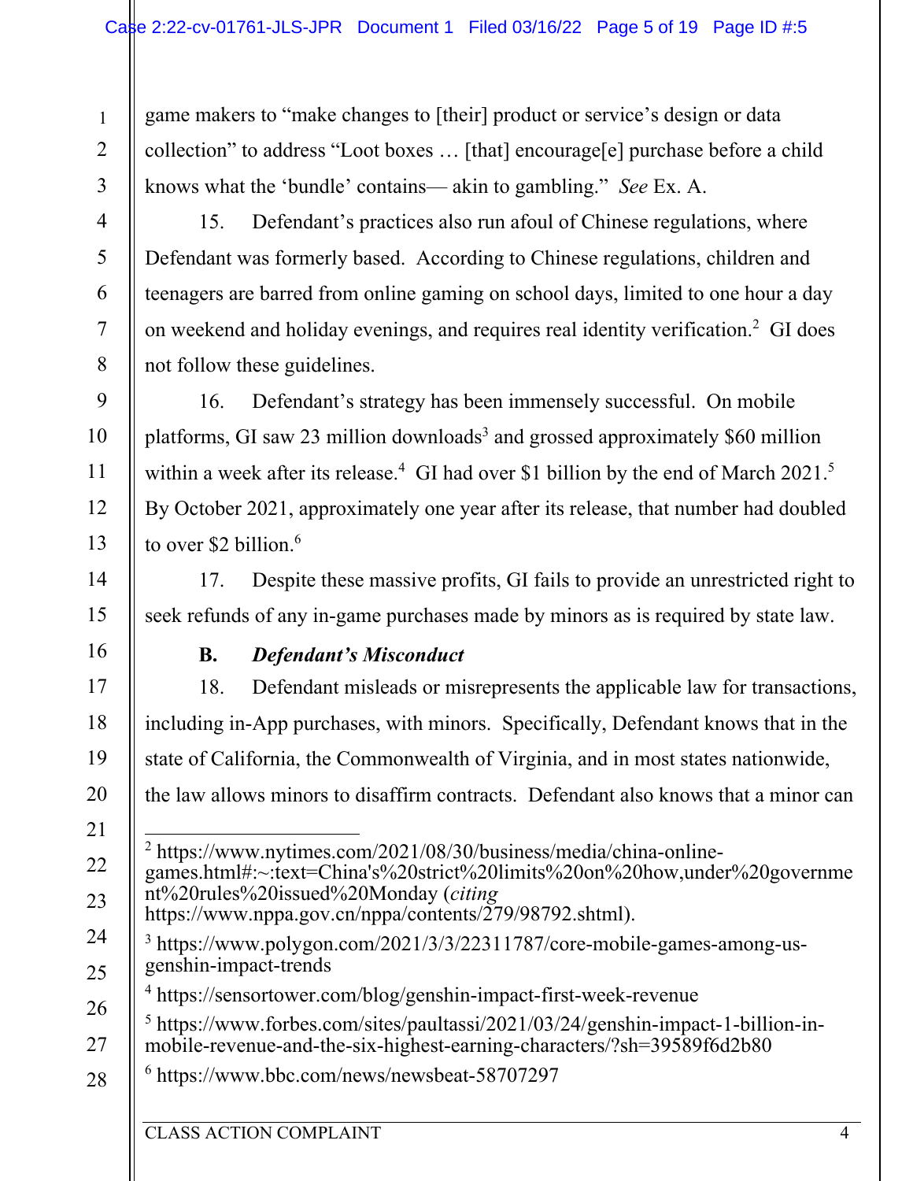game makers to "make changes to [their] product or service's design or data collection" to address "Loot boxes … [that] encourage[e] purchase before a child knows what the 'bundle' contains— akin to gambling." *See* Ex. A.

15. Defendant's practices also run afoul of Chinese regulations, where Defendant was formerly based. According to Chinese regulations, children and teenagers are barred from online gaming on school days, limited to one hour a day on weekend and holiday evenings, and requires real identity verification.[2] GI does not follow these guidelines.

16. Defendant's strategy has been immensely successful. On mobile platforms, GI saw 23 million downloads[3] and grossed approximately $60 million within a week after its release.[4] GI had over $1 billion by the end of March 2021.[5] By October 2021, approximately one year after its release, that number had doubled to over $2 billion.[6]

17. Despite these massive profits, GI fails to provide an unrestricted right to seek refunds of any in-game purchases made by minors as is required by state law.

**B. *Defendant's Misconduct***

18. Defendant misleads or misrepresents the applicable law for transactions, including in-App purchases, with minors. Specifically, Defendant knows that in the state of California, the Commonwealth of Virginia, and in most states nationwide, the law allows minors to disaffirm contracts. Defendant also knows that a minor can

---

[2] https://www.nytimes.com/2021/08/30/business/media/china-online-games.html#:~:text=China's%20strict%20limits%20on%20how,under%20government%20rules%20issued%20Monday (*citing* https://www.nppa.gov.cn/nppa/contents/279/98792.shtml).

[3] https://www.polygon.com/2021/3/3/22311787/core-mobile-games-among-us-genshin-impact-trends

[4] https://sensortower.com/blog/genshin-impact-first-week-revenue

[5] https://www.forbes.com/sites/paultassi/2021/03/24/genshin-impact-1-billion-in-mobile-revenue-and-the-six-highest-earning-characters/?sh=39589f6d2b80

[6] https://www.bbc.com/news/newsbeat-58707297

CLASS ACTION COMPLAINT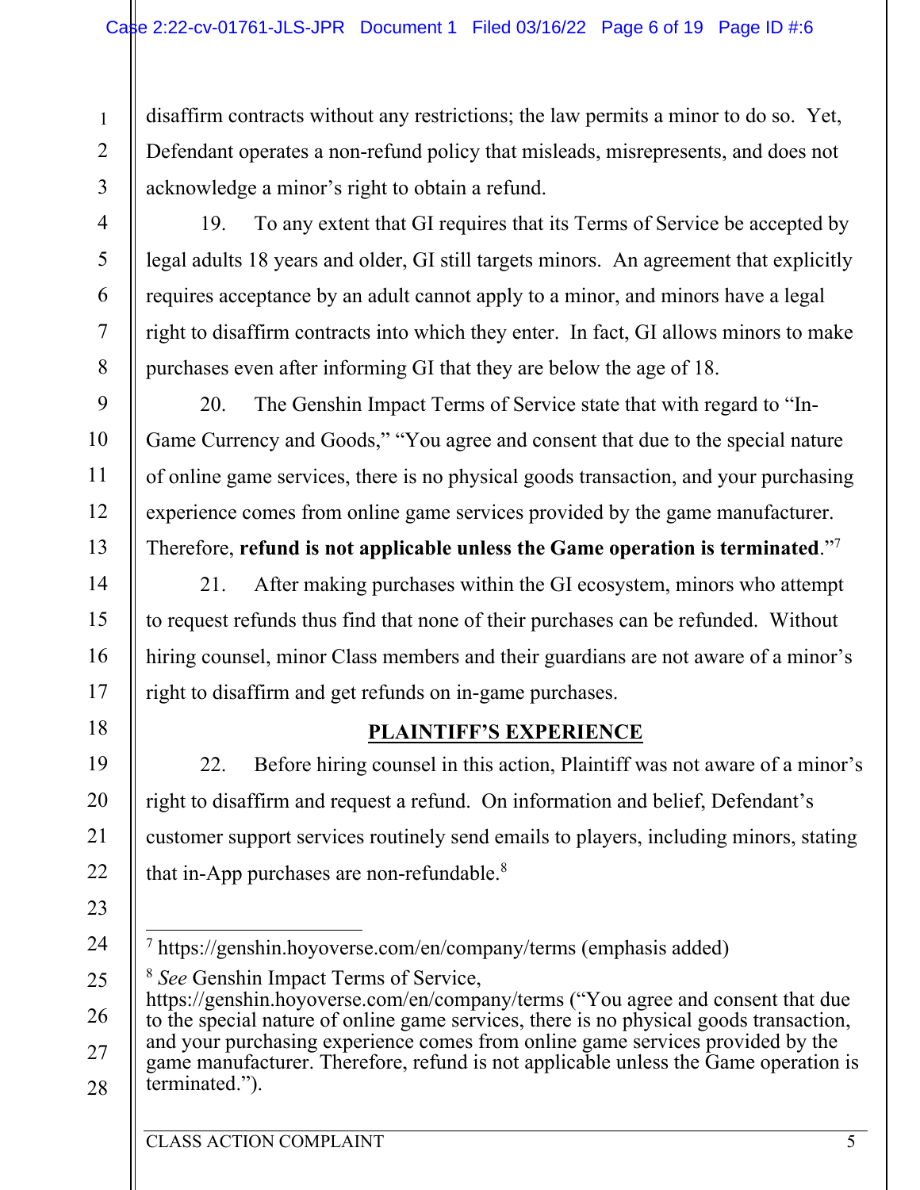disaffirm contracts without any restrictions; the law permits a minor to do so. Yet, Defendant operates a non-refund policy that misleads, misrepresents, and does not acknowledge a minor's right to obtain a refund.

19. To any extent that GI requires that its Terms of Service be accepted by legal adults 18 years and older, GI still targets minors. An agreement that explicitly requires acceptance by an adult cannot apply to a minor, and minors have a legal right to disaffirm contracts into which they enter. In fact, GI allows minors to make purchases even after informing GI that they are below the age of 18.

20. The Genshin Impact Terms of Service state that with regard to "In-Game Currency and Goods," "You agree and consent that due to the special nature of online game services, there is no physical goods transaction, and your purchasing experience comes from online game services provided by the game manufacturer. Therefore, **refund is not applicable unless the Game operation is terminated**."[7]

21. After making purchases within the GI ecosystem, minors who attempt to request refunds thus find that none of their purchases can be refunded. Without hiring counsel, minor Class members and their guardians are not aware of a minor's right to disaffirm and get refunds on in-game purchases.

## PLAINTIFF'S EXPERIENCE

22. Before hiring counsel in this action, Plaintiff was not aware of a minor's right to disaffirm and request a refund. On information and belief, Defendant's customer support services routinely send emails to players, including minors, stating that in-App purchases are non-refundable.[8]

---

[7] https://genshin.hoyoverse.com/en/company/terms (emphasis added)

[8] *See* Genshin Impact Terms of Service, https://genshin.hoyoverse.com/en/company/terms ("You agree and consent that due to the special nature of online game services, there is no physical goods transaction, and your purchasing experience comes from online game services provided by the game manufacturer. Therefore, refund is not applicable unless the Game operation is terminated.").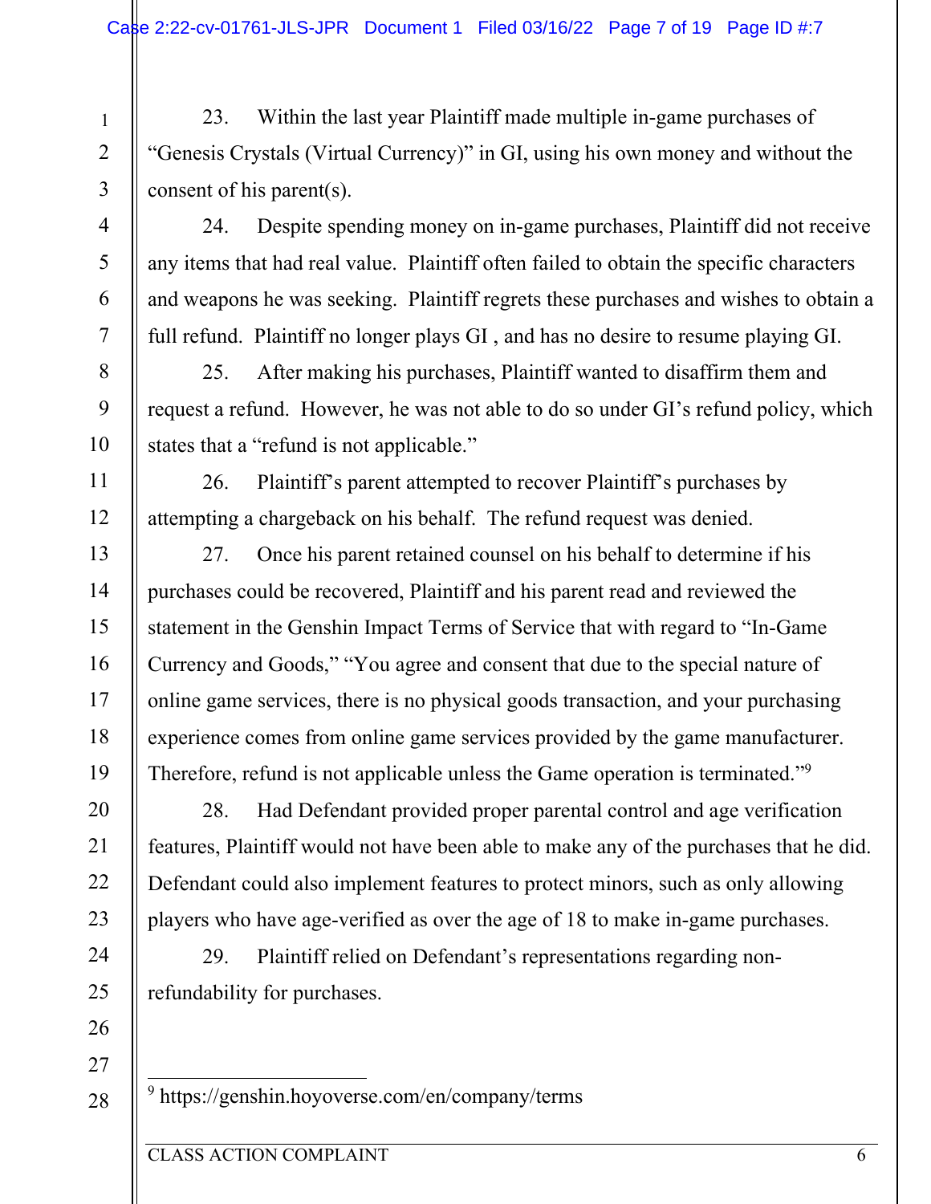23. Within the last year Plaintiff made multiple in-game purchases of "Genesis Crystals (Virtual Currency)" in GI, using his own money and without the consent of his parent(s).

24. Despite spending money on in-game purchases, Plaintiff did not receive any items that had real value. Plaintiff often failed to obtain the specific characters and weapons he was seeking. Plaintiff regrets these purchases and wishes to obtain a full refund. Plaintiff no longer plays GI , and has no desire to resume playing GI.

25. After making his purchases, Plaintiff wanted to disaffirm them and request a refund. However, he was not able to do so under GI's refund policy, which states that a "refund is not applicable."

26. Plaintiff's parent attempted to recover Plaintiff's purchases by attempting a chargeback on his behalf. The refund request was denied.

27. Once his parent retained counsel on his behalf to determine if his purchases could be recovered, Plaintiff and his parent read and reviewed the statement in the Genshin Impact Terms of Service that with regard to "In-Game Currency and Goods," "You agree and consent that due to the special nature of online game services, there is no physical goods transaction, and your purchasing experience comes from online game services provided by the game manufacturer. Therefore, refund is not applicable unless the Game operation is terminated."[9]

28. Had Defendant provided proper parental control and age verification features, Plaintiff would not have been able to make any of the purchases that he did. Defendant could also implement features to protect minors, such as only allowing players who have age-verified as over the age of 18 to make in-game purchases.

29. Plaintiff relied on Defendant's representations regarding non-refundability for purchases.

---

[9] https://genshin.hoyoverse.com/en/company/terms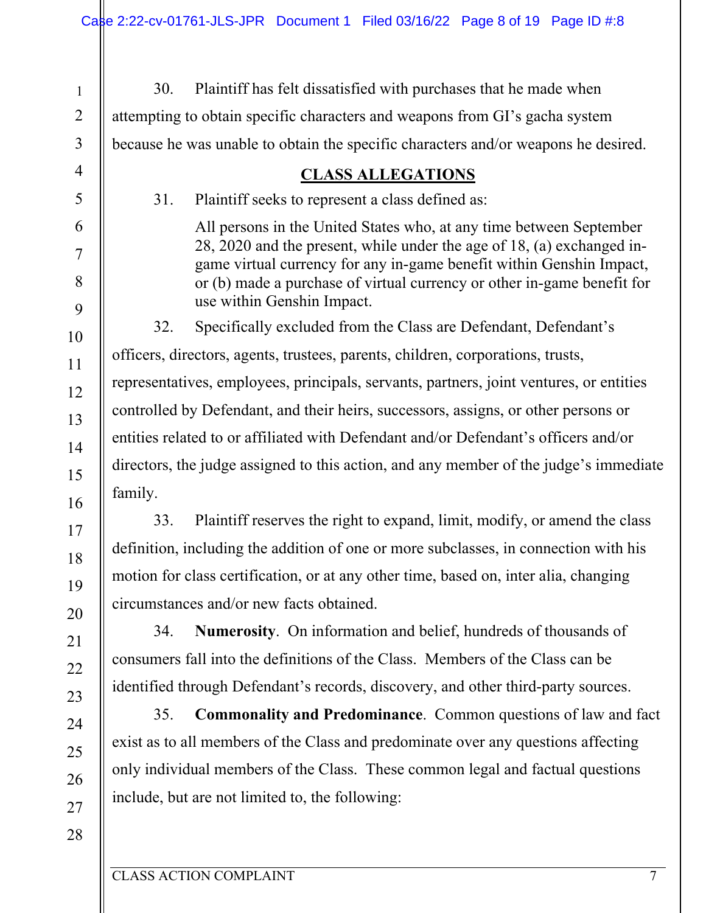30. Plaintiff has felt dissatisfied with purchases that he made when attempting to obtain specific characters and weapons from GI's gacha system because he was unable to obtain the specific characters and/or weapons he desired.

## CLASS ALLEGATIONS

31. Plaintiff seeks to represent a class defined as:

> All persons in the United States who, at any time between September 28, 2020 and the present, while under the age of 18, (a) exchanged in-game virtual currency for any in-game benefit within Genshin Impact, or (b) made a purchase of virtual currency or other in-game benefit for use within Genshin Impact.

32. Specifically excluded from the Class are Defendant, Defendant's officers, directors, agents, trustees, parents, children, corporations, trusts, representatives, employees, principals, servants, partners, joint ventures, or entities controlled by Defendant, and their heirs, successors, assigns, or other persons or entities related to or affiliated with Defendant and/or Defendant's officers and/or directors, the judge assigned to this action, and any member of the judge's immediate family.

33. Plaintiff reserves the right to expand, limit, modify, or amend the class definition, including the addition of one or more subclasses, in connection with his motion for class certification, or at any other time, based on, inter alia, changing circumstances and/or new facts obtained.

34. **Numerosity**. On information and belief, hundreds of thousands of consumers fall into the definitions of the Class. Members of the Class can be identified through Defendant's records, discovery, and other third-party sources.

35. **Commonality and Predominance**. Common questions of law and fact exist as to all members of the Class and predominate over any questions affecting only individual members of the Class. These common legal and factual questions include, but are not limited to, the following: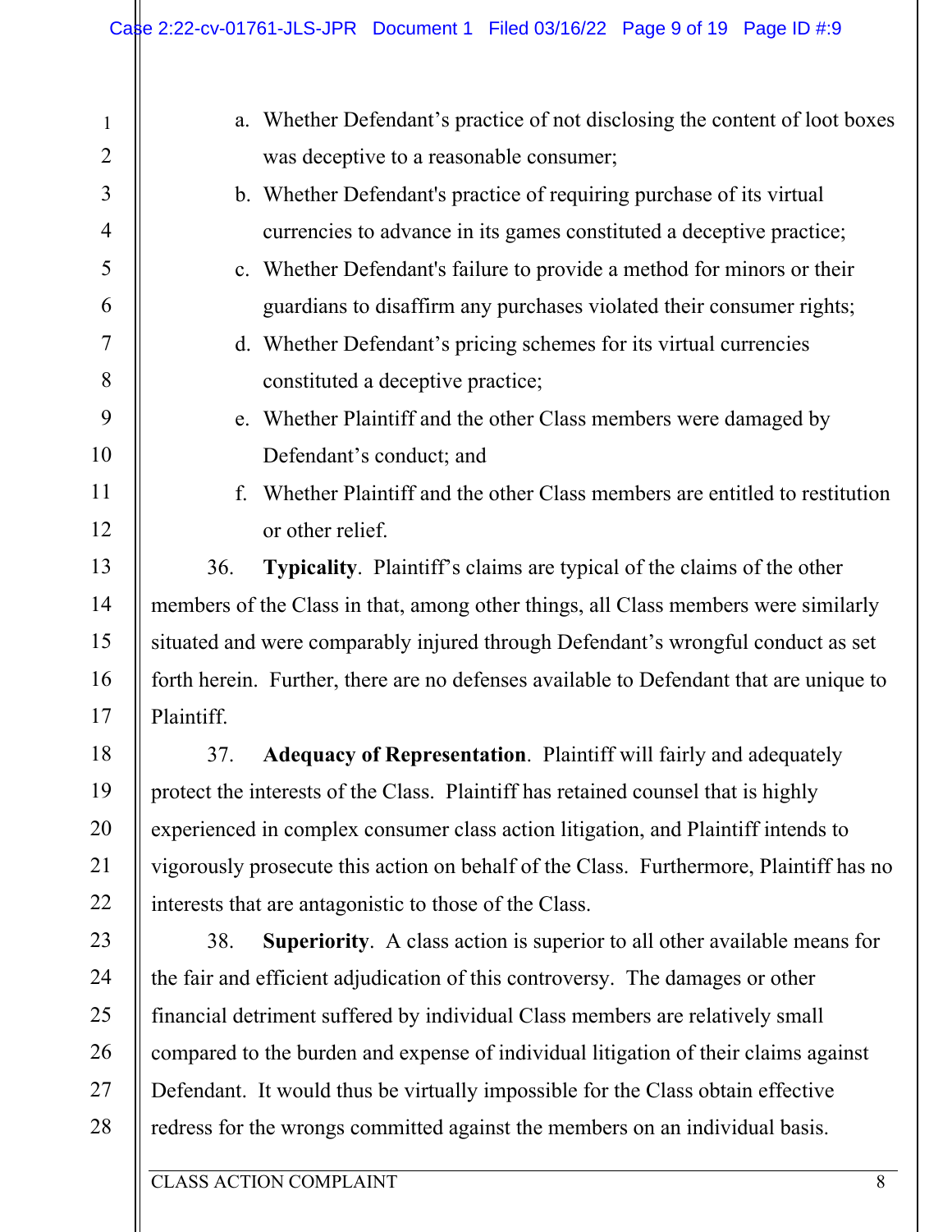a. Whether Defendant's practice of not disclosing the content of loot boxes was deceptive to a reasonable consumer;

b. Whether Defendant's practice of requiring purchase of its virtual currencies to advance in its games constituted a deceptive practice;

c. Whether Defendant's failure to provide a method for minors or their guardians to disaffirm any purchases violated their consumer rights;

d. Whether Defendant's pricing schemes for its virtual currencies constituted a deceptive practice;

e. Whether Plaintiff and the other Class members were damaged by Defendant's conduct; and

f. Whether Plaintiff and the other Class members are entitled to restitution or other relief.

36. **Typicality**. Plaintiff's claims are typical of the claims of the other members of the Class in that, among other things, all Class members were similarly situated and were comparably injured through Defendant's wrongful conduct as set forth herein. Further, there are no defenses available to Defendant that are unique to Plaintiff.

37. **Adequacy of Representation**. Plaintiff will fairly and adequately protect the interests of the Class. Plaintiff has retained counsel that is highly experienced in complex consumer class action litigation, and Plaintiff intends to vigorously prosecute this action on behalf of the Class. Furthermore, Plaintiff has no interests that are antagonistic to those of the Class.

38. **Superiority**. A class action is superior to all other available means for the fair and efficient adjudication of this controversy. The damages or other financial detriment suffered by individual Class members are relatively small compared to the burden and expense of individual litigation of their claims against Defendant. It would thus be virtually impossible for the Class obtain effective redress for the wrongs committed against the members on an individual basis.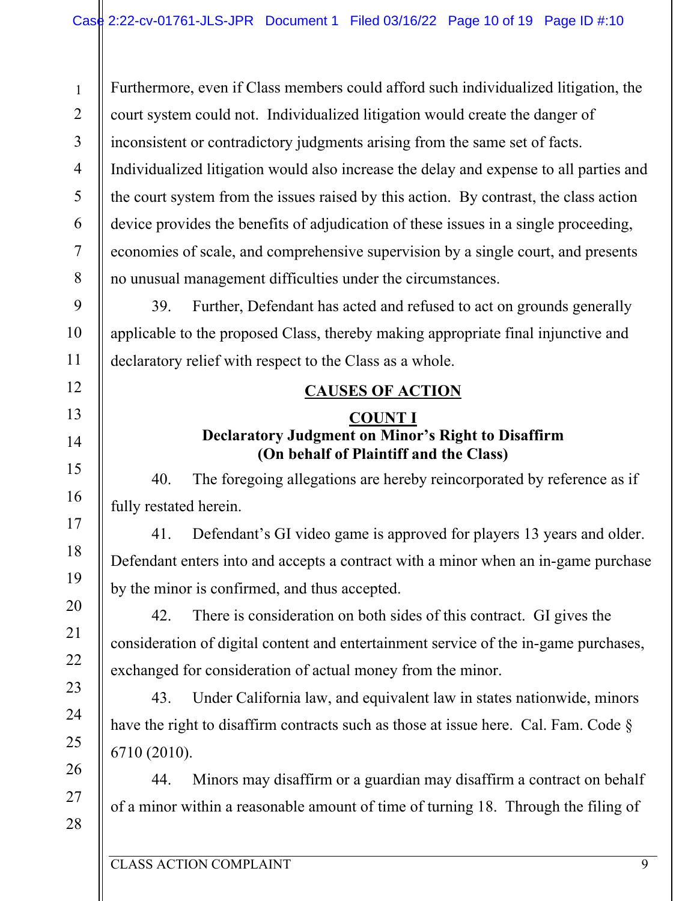Furthermore, even if Class members could afford such individualized litigation, the court system could not. Individualized litigation would create the danger of inconsistent or contradictory judgments arising from the same set of facts. Individualized litigation would also increase the delay and expense to all parties and the court system from the issues raised by this action. By contrast, the class action device provides the benefits of adjudication of these issues in a single proceeding, economies of scale, and comprehensive supervision by a single court, and presents no unusual management difficulties under the circumstances.

39. Further, Defendant has acted and refused to act on grounds generally applicable to the proposed Class, thereby making appropriate final injunctive and declaratory relief with respect to the Class as a whole.

## CAUSES OF ACTION

### COUNT I

### Declaratory Judgment on Minor's Right to Disaffirm (On behalf of Plaintiff and the Class)

40. The foregoing allegations are hereby reincorporated by reference as if fully restated herein.

41. Defendant's GI video game is approved for players 13 years and older. Defendant enters into and accepts a contract with a minor when an in-game purchase by the minor is confirmed, and thus accepted.

42. There is consideration on both sides of this contract. GI gives the consideration of digital content and entertainment service of the in-game purchases, exchanged for consideration of actual money from the minor.

43. Under California law, and equivalent law in states nationwide, minors have the right to disaffirm contracts such as those at issue here. Cal. Fam. Code § 6710 (2010).

44. Minors may disaffirm or a guardian may disaffirm a contract on behalf of a minor within a reasonable amount of time of turning 18. Through the filing of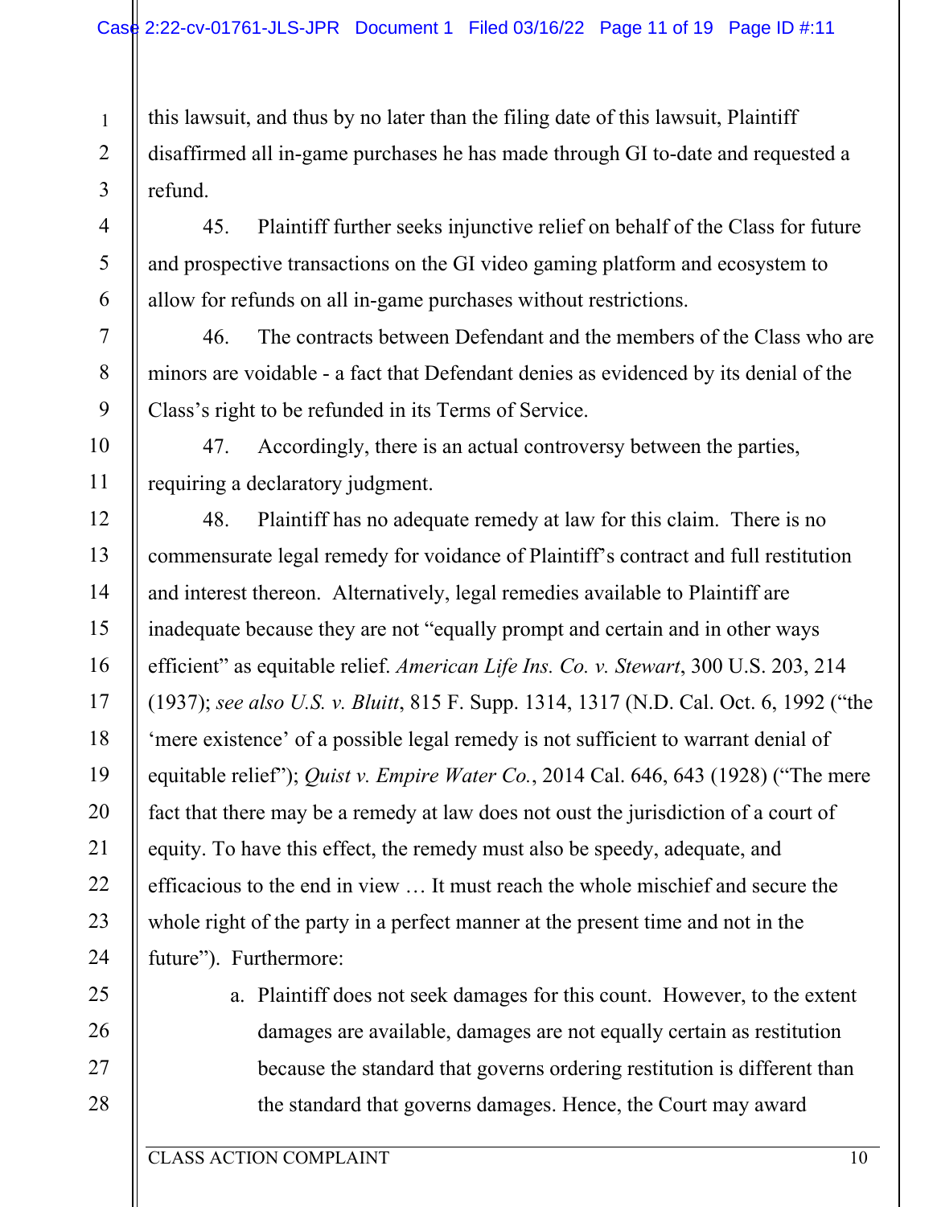this lawsuit, and thus by no later than the filing date of this lawsuit, Plaintiff disaffirmed all in-game purchases he has made through GI to-date and requested a refund.

45. Plaintiff further seeks injunctive relief on behalf of the Class for future and prospective transactions on the GI video gaming platform and ecosystem to allow for refunds on all in-game purchases without restrictions.

46. The contracts between Defendant and the members of the Class who are minors are voidable - a fact that Defendant denies as evidenced by its denial of the Class's right to be refunded in its Terms of Service.

47. Accordingly, there is an actual controversy between the parties, requiring a declaratory judgment.

48. Plaintiff has no adequate remedy at law for this claim. There is no commensurate legal remedy for voidance of Plaintiff's contract and full restitution and interest thereon. Alternatively, legal remedies available to Plaintiff are inadequate because they are not "equally prompt and certain and in other ways efficient" as equitable relief. *American Life Ins. Co. v. Stewart*, 300 U.S. 203, 214 (1937); *see also U.S. v. Bluitt*, 815 F. Supp. 1314, 1317 (N.D. Cal. Oct. 6, 1992 ("the 'mere existence' of a possible legal remedy is not sufficient to warrant denial of equitable relief"); *Quist v. Empire Water Co.*, 2014 Cal. 646, 643 (1928) ("The mere fact that there may be a remedy at law does not oust the jurisdiction of a court of equity. To have this effect, the remedy must also be speedy, adequate, and efficacious to the end in view … It must reach the whole mischief and secure the whole right of the party in a perfect manner at the present time and not in the future"). Furthermore:

a. Plaintiff does not seek damages for this count. However, to the extent damages are available, damages are not equally certain as restitution because the standard that governs ordering restitution is different than the standard that governs damages. Hence, the Court may award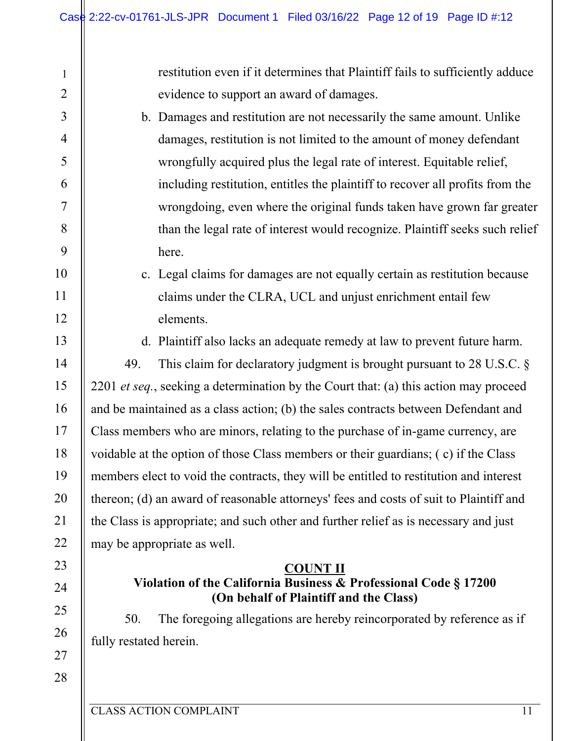restitution even if it determines that Plaintiff fails to sufficiently adduce evidence to support an award of damages.

b. Damages and restitution are not necessarily the same amount. Unlike damages, restitution is not limited to the amount of money defendant wrongfully acquired plus the legal rate of interest. Equitable relief, including restitution, entitles the plaintiff to recover all profits from the wrongdoing, even where the original funds taken have grown far greater than the legal rate of interest would recognize. Plaintiff seeks such relief here.

c. Legal claims for damages are not equally certain as restitution because claims under the CLRA, UCL and unjust enrichment entail few elements.

d. Plaintiff also lacks an adequate remedy at law to prevent future harm.

49. This claim for declaratory judgment is brought pursuant to 28 U.S.C. § 2201 *et seq.*, seeking a determination by the Court that: (a) this action may proceed and be maintained as a class action; (b) the sales contracts between Defendant and Class members who are minors, relating to the purchase of in-game currency, are voidable at the option of those Class members or their guardians; ( c) if the Class members elect to void the contracts, they will be entitled to restitution and interest thereon; (d) an award of reasonable attorneys' fees and costs of suit to Plaintiff and the Class is appropriate; and such other and further relief as is necessary and just may be appropriate as well.

**COUNT II**
**Violation of the California Business & Professional Code § 17200**
**(On behalf of Plaintiff and the Class)**

50. The foregoing allegations are hereby reincorporated by reference as if fully restated herein.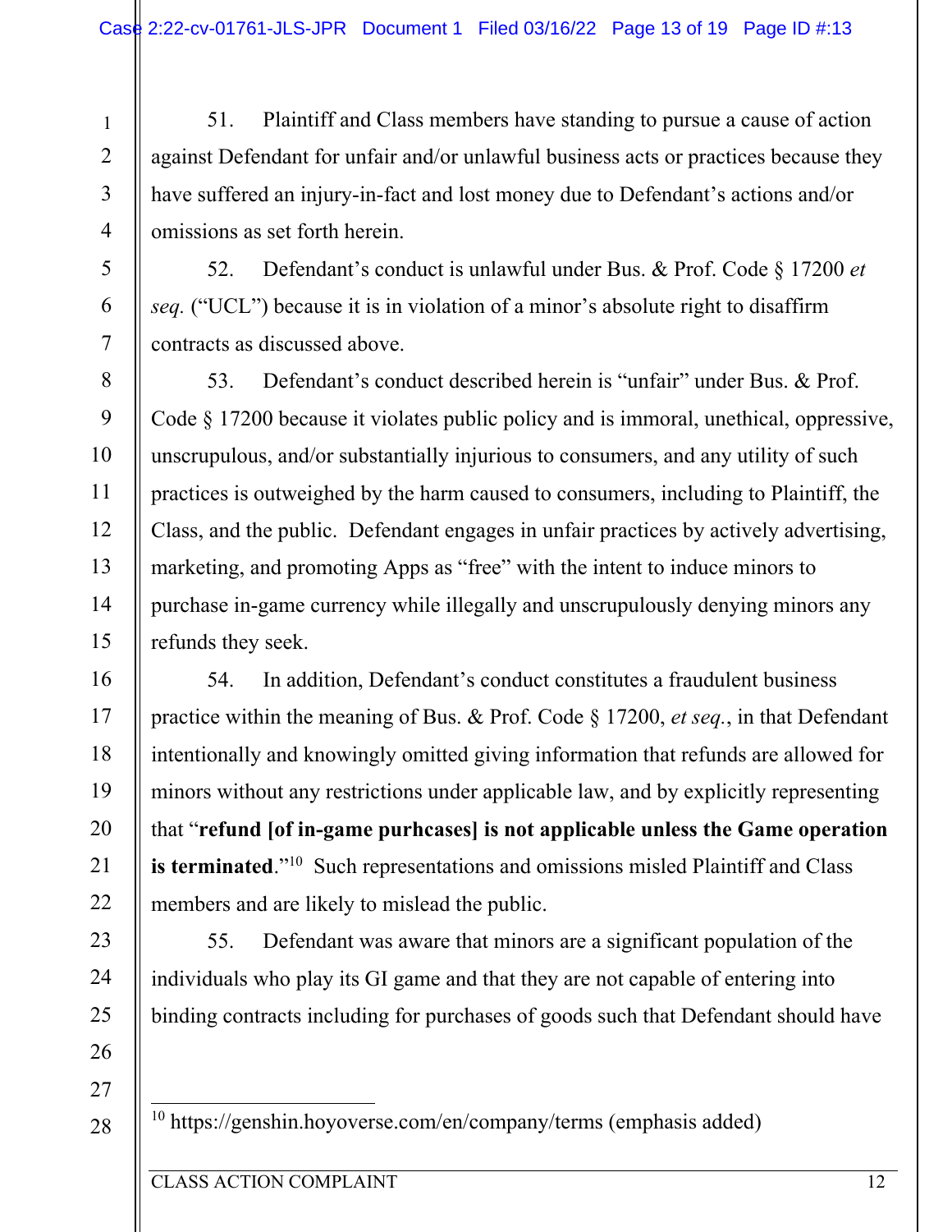51. Plaintiff and Class members have standing to pursue a cause of action against Defendant for unfair and/or unlawful business acts or practices because they have suffered an injury-in-fact and lost money due to Defendant's actions and/or omissions as set forth herein.

52. Defendant's conduct is unlawful under Bus. & Prof. Code § 17200 *et seq.* ("UCL") because it is in violation of a minor's absolute right to disaffirm contracts as discussed above.

53. Defendant's conduct described herein is "unfair" under Bus. & Prof. Code § 17200 because it violates public policy and is immoral, unethical, oppressive, unscrupulous, and/or substantially injurious to consumers, and any utility of such practices is outweighed by the harm caused to consumers, including to Plaintiff, the Class, and the public. Defendant engages in unfair practices by actively advertising, marketing, and promoting Apps as "free" with the intent to induce minors to purchase in-game currency while illegally and unscrupulously denying minors any refunds they seek.

54. In addition, Defendant's conduct constitutes a fraudulent business practice within the meaning of Bus. & Prof. Code § 17200, *et seq.*, in that Defendant intentionally and knowingly omitted giving information that refunds are allowed for minors without any restrictions under applicable law, and by explicitly representing that "**refund [of in-game purhcases] is not applicable unless the Game operation is terminated**."[10] Such representations and omissions misled Plaintiff and Class members and are likely to mislead the public.

55. Defendant was aware that minors are a significant population of the individuals who play its GI game and that they are not capable of entering into binding contracts including for purchases of goods such that Defendant should have

---

[10] https://genshin.hoyoverse.com/en/company/terms (emphasis added)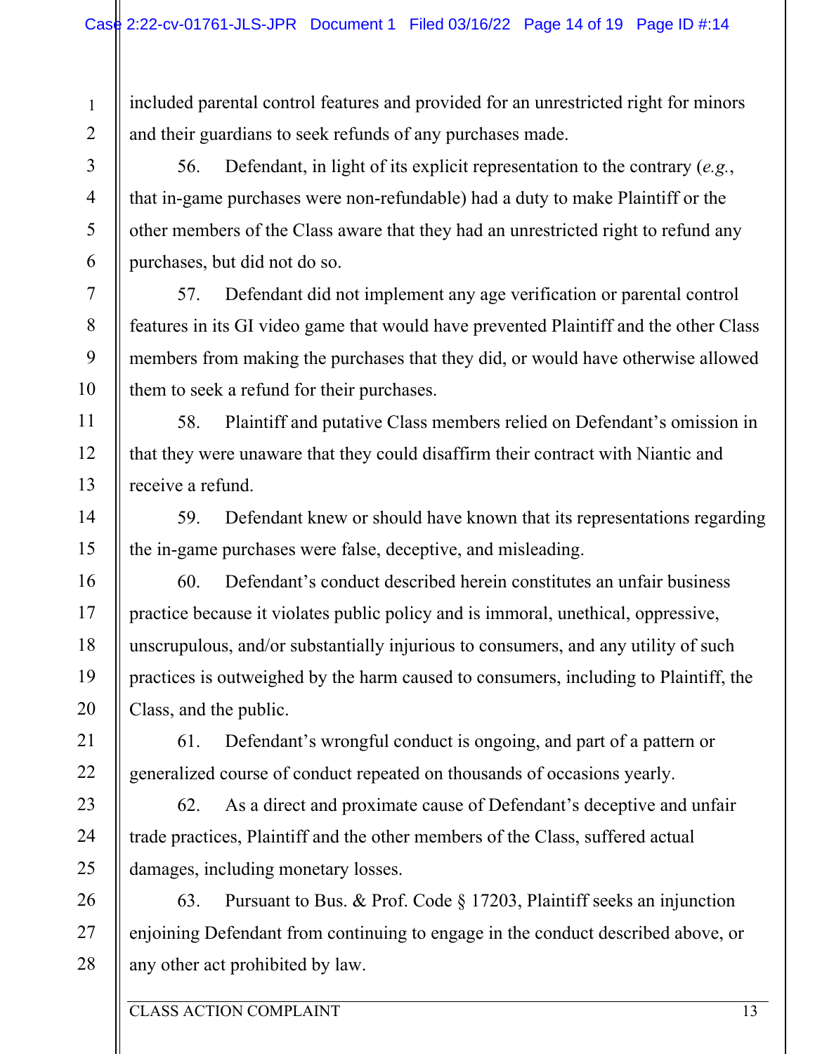included parental control features and provided for an unrestricted right for minors and their guardians to seek refunds of any purchases made.

56. Defendant, in light of its explicit representation to the contrary (*e.g.*, that in-game purchases were non-refundable) had a duty to make Plaintiff or the other members of the Class aware that they had an unrestricted right to refund any purchases, but did not do so.

57. Defendant did not implement any age verification or parental control features in its GI video game that would have prevented Plaintiff and the other Class members from making the purchases that they did, or would have otherwise allowed them to seek a refund for their purchases.

58. Plaintiff and putative Class members relied on Defendant's omission in that they were unaware that they could disaffirm their contract with Niantic and receive a refund.

59. Defendant knew or should have known that its representations regarding the in-game purchases were false, deceptive, and misleading.

60. Defendant's conduct described herein constitutes an unfair business practice because it violates public policy and is immoral, unethical, oppressive, unscrupulous, and/or substantially injurious to consumers, and any utility of such practices is outweighed by the harm caused to consumers, including to Plaintiff, the Class, and the public.

61. Defendant's wrongful conduct is ongoing, and part of a pattern or generalized course of conduct repeated on thousands of occasions yearly.

62. As a direct and proximate cause of Defendant's deceptive and unfair trade practices, Plaintiff and the other members of the Class, suffered actual damages, including monetary losses.

63. Pursuant to Bus. & Prof. Code § 17203, Plaintiff seeks an injunction enjoining Defendant from continuing to engage in the conduct described above, or any other act prohibited by law.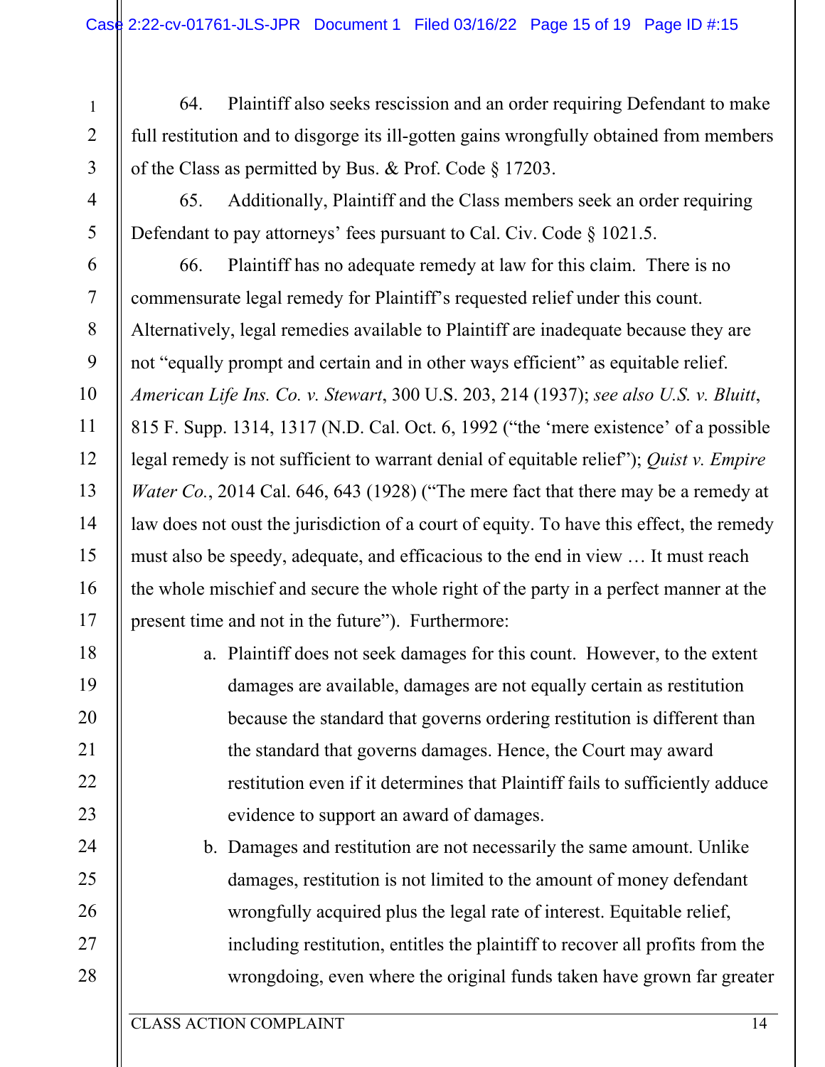64. Plaintiff also seeks rescission and an order requiring Defendant to make full restitution and to disgorge its ill-gotten gains wrongfully obtained from members of the Class as permitted by Bus. & Prof. Code § 17203.

65. Additionally, Plaintiff and the Class members seek an order requiring Defendant to pay attorneys' fees pursuant to Cal. Civ. Code § 1021.5.

66. Plaintiff has no adequate remedy at law for this claim. There is no commensurate legal remedy for Plaintiff's requested relief under this count. Alternatively, legal remedies available to Plaintiff are inadequate because they are not "equally prompt and certain and in other ways efficient" as equitable relief. *American Life Ins. Co. v. Stewart*, 300 U.S. 203, 214 (1937); *see also U.S. v. Bluitt*, 815 F. Supp. 1314, 1317 (N.D. Cal. Oct. 6, 1992 ("the 'mere existence' of a possible legal remedy is not sufficient to warrant denial of equitable relief"); *Quist v. Empire Water Co.*, 2014 Cal. 646, 643 (1928) ("The mere fact that there may be a remedy at law does not oust the jurisdiction of a court of equity. To have this effect, the remedy must also be speedy, adequate, and efficacious to the end in view … It must reach the whole mischief and secure the whole right of the party in a perfect manner at the present time and not in the future"). Furthermore:

a. Plaintiff does not seek damages for this count. However, to the extent damages are available, damages are not equally certain as restitution because the standard that governs ordering restitution is different than the standard that governs damages. Hence, the Court may award restitution even if it determines that Plaintiff fails to sufficiently adduce evidence to support an award of damages.

b. Damages and restitution are not necessarily the same amount. Unlike damages, restitution is not limited to the amount of money defendant wrongfully acquired plus the legal rate of interest. Equitable relief, including restitution, entitles the plaintiff to recover all profits from the wrongdoing, even where the original funds taken have grown far greater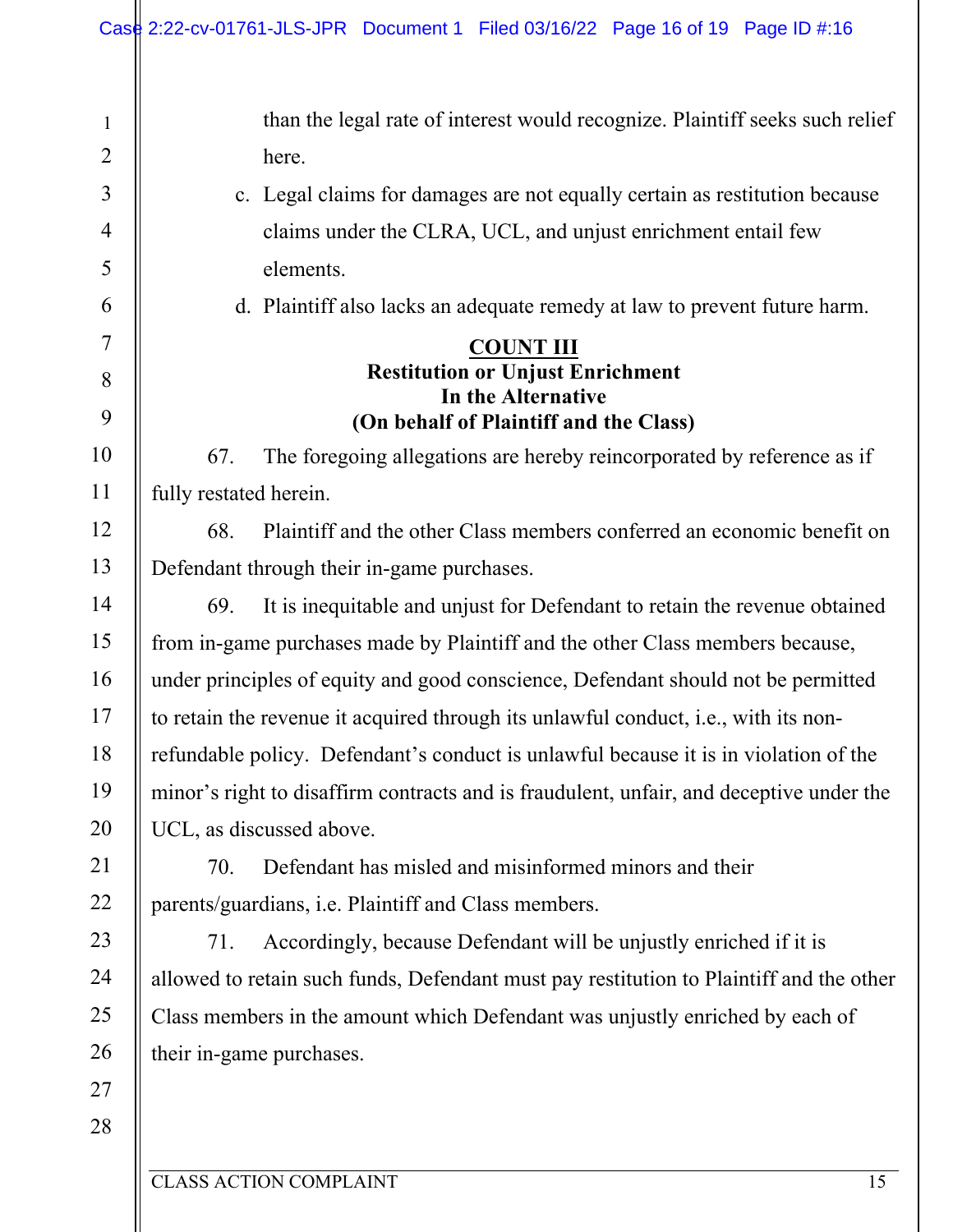than the legal rate of interest would recognize. Plaintiff seeks such relief here.

c. Legal claims for damages are not equally certain as restitution because claims under the CLRA, UCL, and unjust enrichment entail few elements.

d. Plaintiff also lacks an adequate remedy at law to prevent future harm.

**COUNT III**
**Restitution or Unjust Enrichment**
**In the Alternative**
**(On behalf of Plaintiff and the Class)**

67. The foregoing allegations are hereby reincorporated by reference as if fully restated herein.

68. Plaintiff and the other Class members conferred an economic benefit on Defendant through their in-game purchases.

69. It is inequitable and unjust for Defendant to retain the revenue obtained from in-game purchases made by Plaintiff and the other Class members because, under principles of equity and good conscience, Defendant should not be permitted to retain the revenue it acquired through its unlawful conduct, i.e., with its non-refundable policy. Defendant's conduct is unlawful because it is in violation of the minor's right to disaffirm contracts and is fraudulent, unfair, and deceptive under the UCL, as discussed above.

70. Defendant has misled and misinformed minors and their parents/guardians, i.e. Plaintiff and Class members.

71. Accordingly, because Defendant will be unjustly enriched if it is allowed to retain such funds, Defendant must pay restitution to Plaintiff and the other Class members in the amount which Defendant was unjustly enriched by each of their in-game purchases.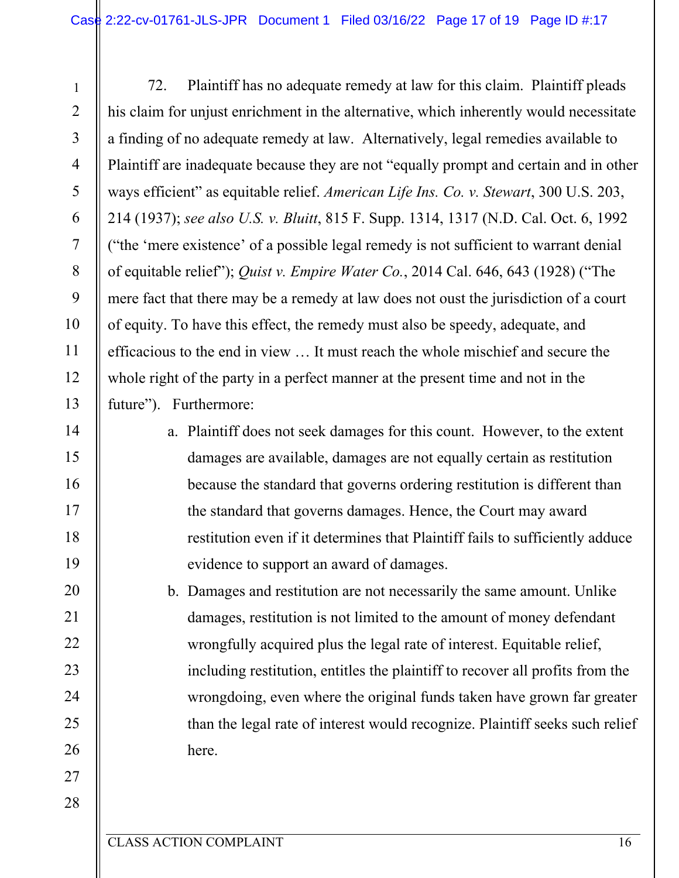72. Plaintiff has no adequate remedy at law for this claim. Plaintiff pleads his claim for unjust enrichment in the alternative, which inherently would necessitate a finding of no adequate remedy at law. Alternatively, legal remedies available to Plaintiff are inadequate because they are not "equally prompt and certain and in other ways efficient" as equitable relief. *American Life Ins. Co. v. Stewart*, 300 U.S. 203, 214 (1937); *see also U.S. v. Bluitt*, 815 F. Supp. 1314, 1317 (N.D. Cal. Oct. 6, 1992 ("the 'mere existence' of a possible legal remedy is not sufficient to warrant denial of equitable relief"); *Quist v. Empire Water Co.*, 2014 Cal. 646, 643 (1928) ("The mere fact that there may be a remedy at law does not oust the jurisdiction of a court of equity. To have this effect, the remedy must also be speedy, adequate, and efficacious to the end in view … It must reach the whole mischief and secure the whole right of the party in a perfect manner at the present time and not in the future"). Furthermore:

a. Plaintiff does not seek damages for this count. However, to the extent damages are available, damages are not equally certain as restitution because the standard that governs ordering restitution is different than the standard that governs damages. Hence, the Court may award restitution even if it determines that Plaintiff fails to sufficiently adduce evidence to support an award of damages.

b. Damages and restitution are not necessarily the same amount. Unlike damages, restitution is not limited to the amount of money defendant wrongfully acquired plus the legal rate of interest. Equitable relief, including restitution, entitles the plaintiff to recover all profits from the wrongdoing, even where the original funds taken have grown far greater than the legal rate of interest would recognize. Plaintiff seeks such relief here.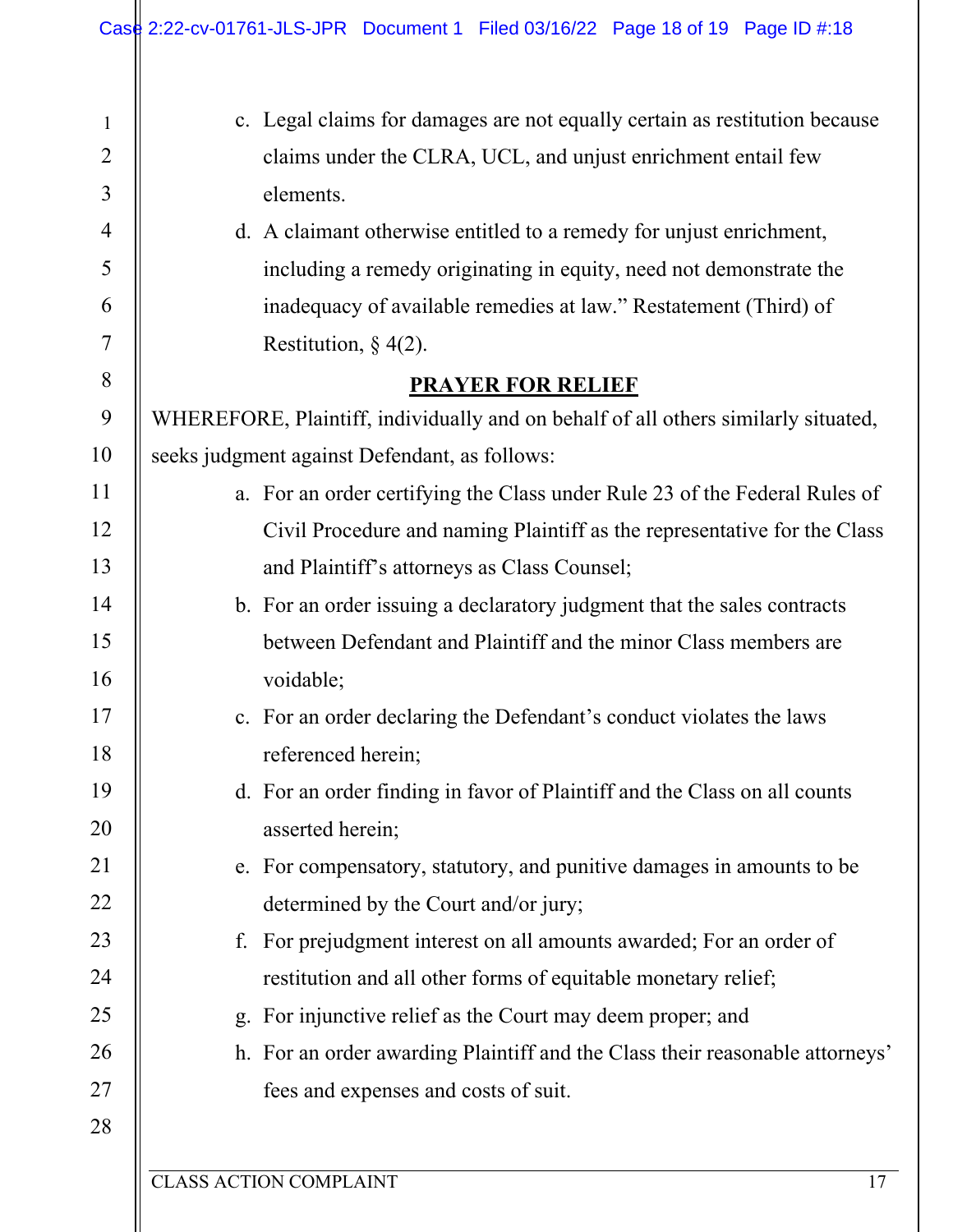c. Legal claims for damages are not equally certain as restitution because claims under the CLRA, UCL, and unjust enrichment entail few elements.

d. A claimant otherwise entitled to a remedy for unjust enrichment, including a remedy originating in equity, need not demonstrate the inadequacy of available remedies at law." Restatement (Third) of Restitution, § 4(2).

## PRAYER FOR RELIEF

WHEREFORE, Plaintiff, individually and on behalf of all others similarly situated, seeks judgment against Defendant, as follows:

a. For an order certifying the Class under Rule 23 of the Federal Rules of Civil Procedure and naming Plaintiff as the representative for the Class and Plaintiff's attorneys as Class Counsel;

b. For an order issuing a declaratory judgment that the sales contracts between Defendant and Plaintiff and the minor Class members are voidable;

c. For an order declaring the Defendant's conduct violates the laws referenced herein;

d. For an order finding in favor of Plaintiff and the Class on all counts asserted herein;

e. For compensatory, statutory, and punitive damages in amounts to be determined by the Court and/or jury;

f. For prejudgment interest on all amounts awarded; For an order of restitution and all other forms of equitable monetary relief;

g. For injunctive relief as the Court may deem proper; and

h. For an order awarding Plaintiff and the Class their reasonable attorneys' fees and expenses and costs of suit.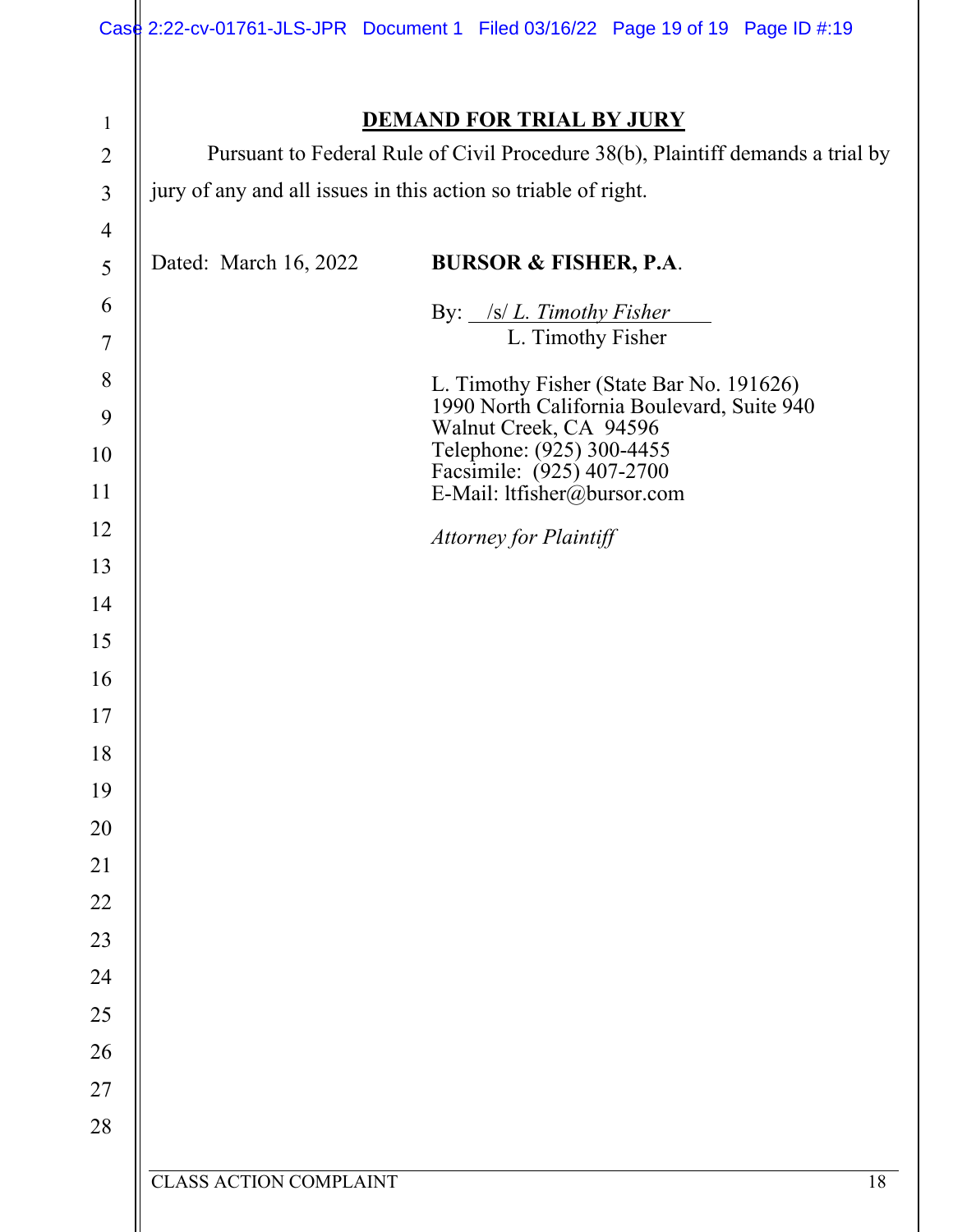## DEMAND FOR TRIAL BY JURY

Pursuant to Federal Rule of Civil Procedure 38(b), Plaintiff demands a trial by jury of any and all issues in this action so triable of right.

Dated: March 16, 2022

**BURSOR & FISHER, P.A.**

By: /s/ *L. Timothy Fisher*
L. Timothy Fisher

L. Timothy Fisher (State Bar No. 191626)
1990 North California Boulevard, Suite 940
Walnut Creek, CA 94596
Telephone: (925) 300-4455
Facsimile: (925) 407-2700
E-Mail: ltfisher@bursor.com

*Attorney for Plaintiff*